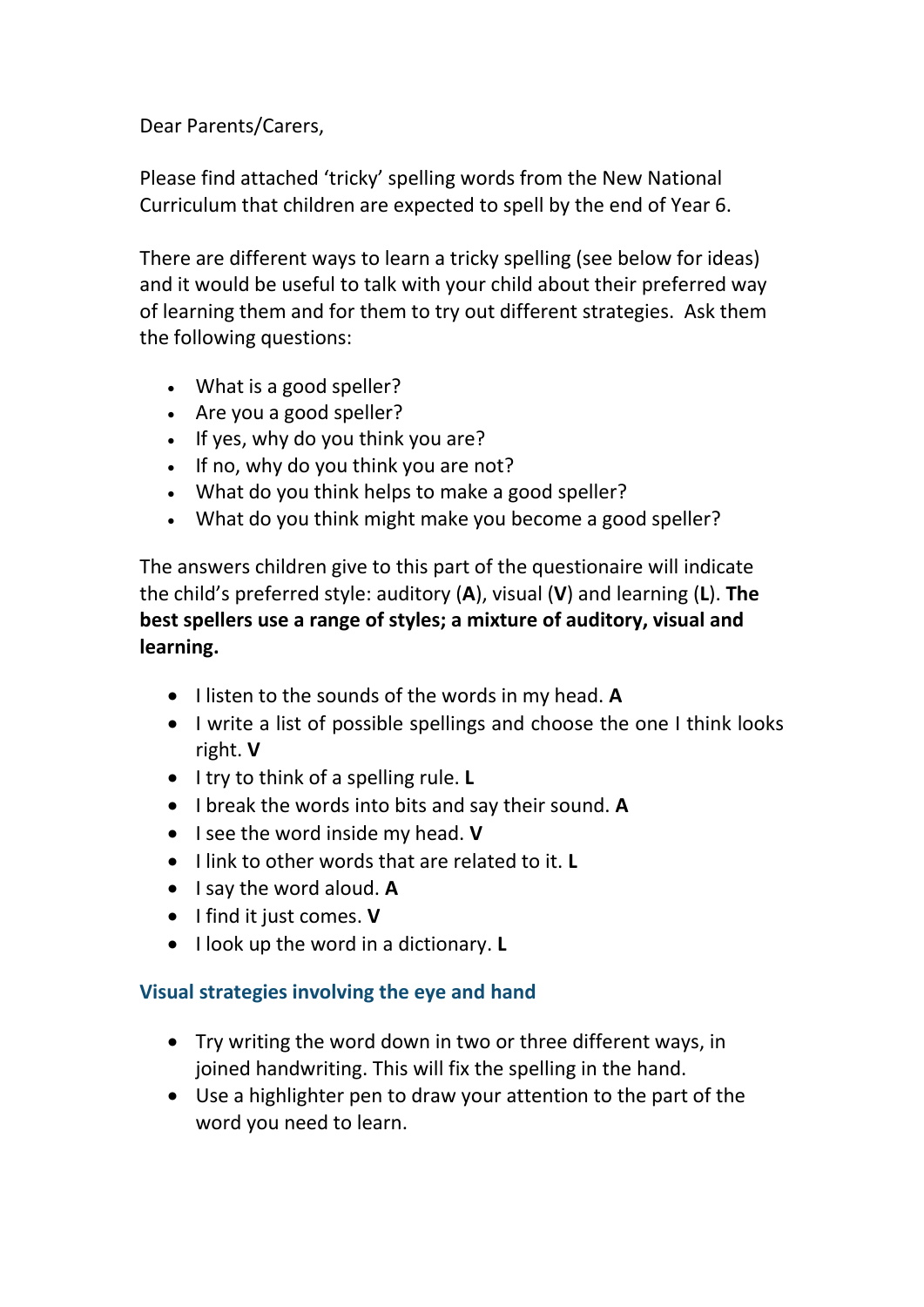Dear Parents/Carers,

Please find attached 'tricky' spelling words from the New National Curriculum that children are expected to spell by the end of Year 6.

There are different ways to learn a tricky spelling (see below for ideas) and it would be useful to talk with your child about their preferred way of learning them and for them to try out different strategies. Ask them the following questions:

- What is a good speller?
- Are you a good speller?
- If yes, why do you think you are?
- If no, why do you think you are not?
- What do you think helps to make a good speller?
- What do you think might make you become a good speller?

The answers children give to this part of the questionaire will indicate the child's preferred style: auditory (**A**), visual (**V**) and learning (**L**). **The best spellers use a range of styles; a mixture of auditory, visual and learning.**

- I listen to the sounds of the words in my head. **A**
- I write a list of possible spellings and choose the one I think looks right. **V**
- I try to think of a spelling rule. **L**
- I break the words into bits and say their sound. **A**
- I see the word inside my head. **V**
- I link to other words that are related to it. **L**
- I say the word aloud. **A**
- I find it just comes. **V**
- I look up the word in a dictionary. **L**

### Visual strategies involving the eye and hand

- Try writing the word down in two or three different ways, in joined handwriting. This will fix the spelling in the hand.
- Use a highlighter pen to draw your attention to the part of the word you need to learn.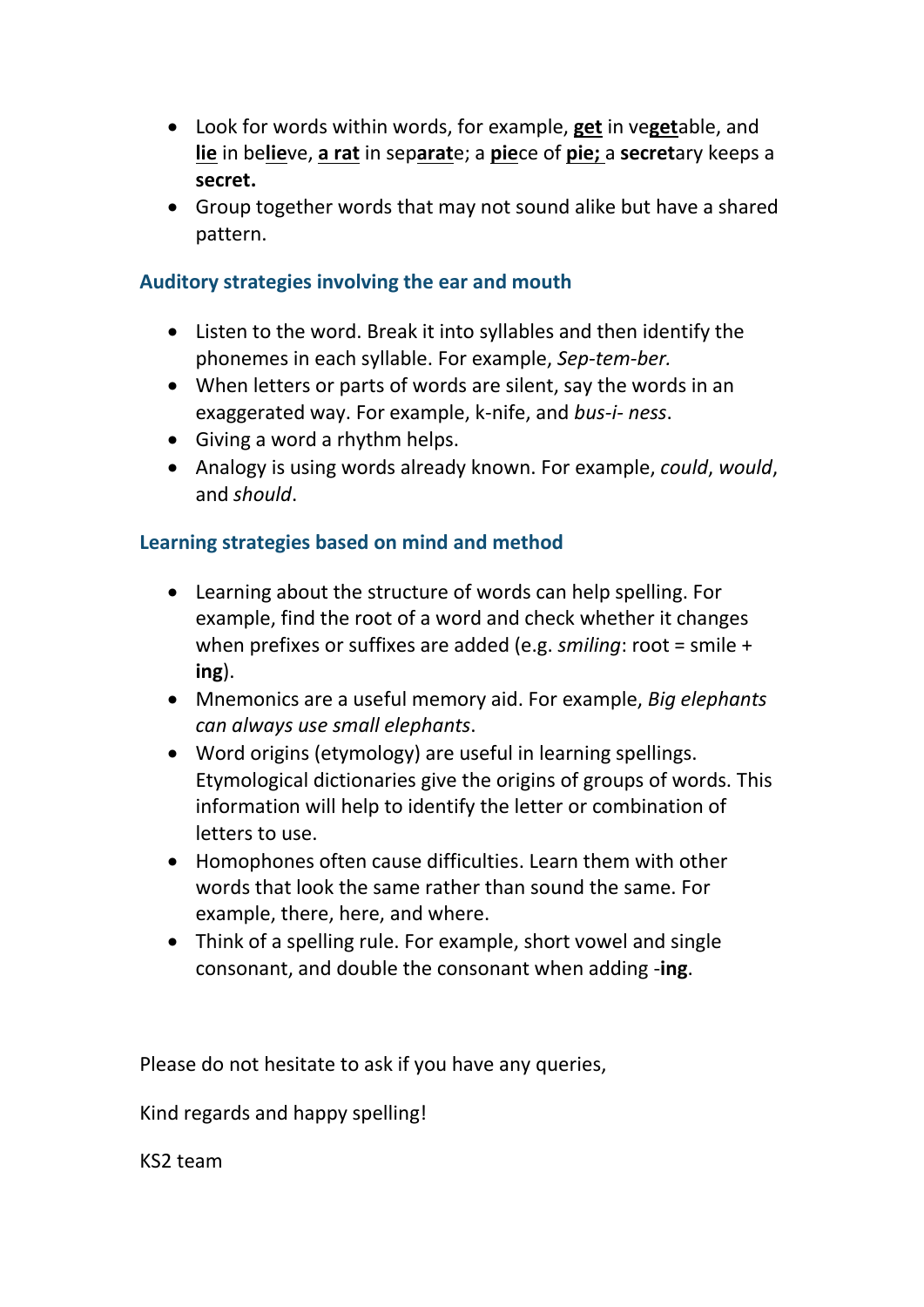- Look for words within words, for example, **<u>get</u>** in ve**<u>get</u>**able, and **<u>lie</u>** in be**<u>lie</u>**ve, **<u>a rat</u>** in sep**<u>arat</u>**e; a **<u>pie</u>**ce of **<u>pie;</u>** a **secret**ary keeps a **secret.**
- Group together words that may not sound alike but have a shared pattern.

### Auditory strategies involving the ear and mouth

- Listen to the word. Break it into syllables and then identify the phonemes in each syllable. For example, *Sep-tem-ber.*
- When letters or parts of words are silent, say the words in an exaggerated way. For example, k-nife, and *bus-i- ness*.
- Giving a word a rhythm helps.
- Analogy is using words already known. For example, *could*, *would*, and *should*.

### Learning strategies based on mind and method

- Learning about the structure of words can help spelling. For example, find the root of a word and check whether it changes when prefixes or suffixes are added (e.g. *smiling*: root = smile + **ing**).
- Mnemonics are a useful memory aid. For example, *Big elephants can always use small elephants*.
- Word origins (etymology) are useful in learning spellings. Etymological dictionaries give the origins of groups of words. This information will help to identify the letter or combination of letters to use.
- Homophones often cause difficulties. Learn them with other words that look the same rather than sound the same. For example, there, here, and where.
- Think of a spelling rule. For example, short vowel and single consonant, and double the consonant when adding -**ing**.

Please do not hesitate to ask if you have any queries,

Kind regards and happy spelling!

KS2 team